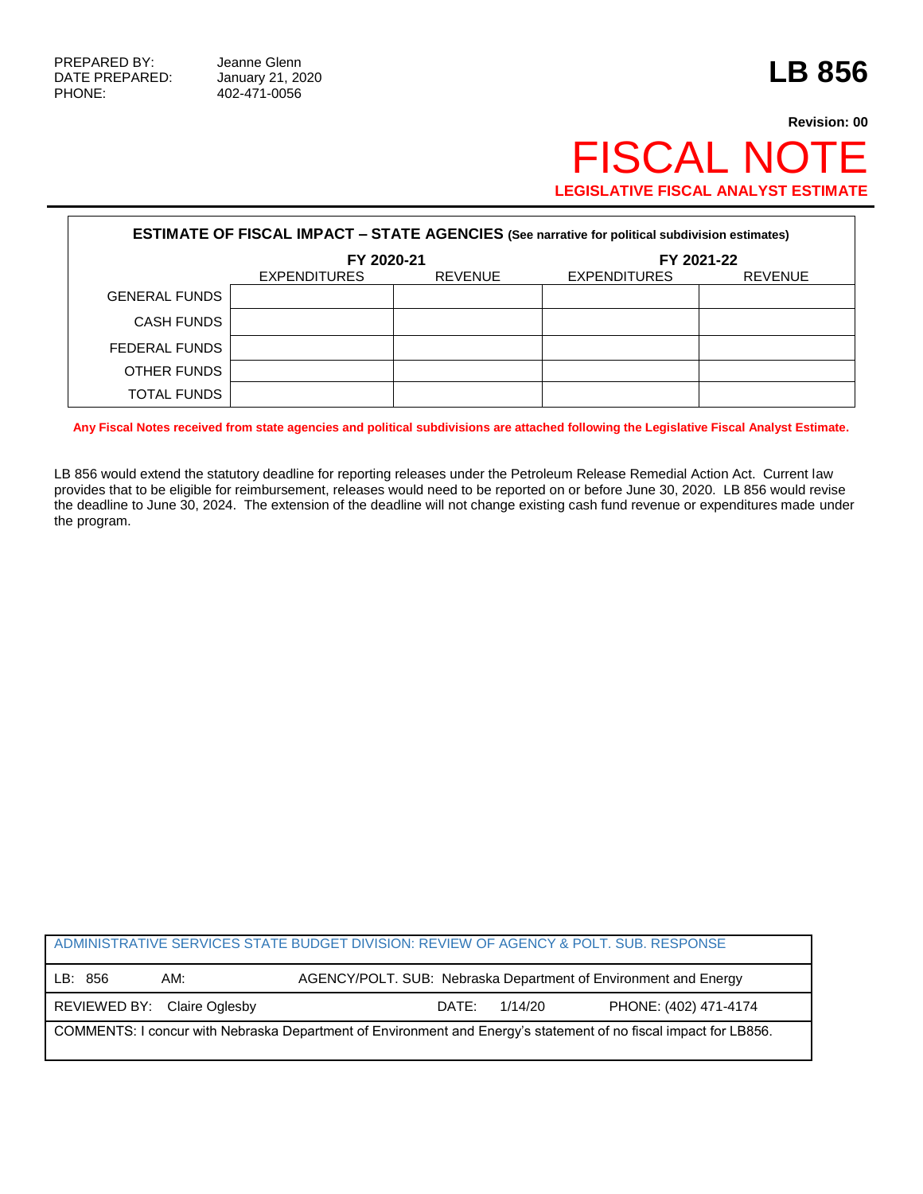PREPARED BY: Jeanne Glenn
DATE PREPARED: January 21, 2020
PHONE: 402-471-0056

# LB 856

**Revision: 00**

# FISCAL NOTE

**LEGISLATIVE FISCAL ANALYST ESTIMATE**

**ESTIMATE OF FISCAL IMPACT – STATE AGENCIES (See narrative for political subdivision estimates)**

| | FY 2020-21 | | FY 2021-22 | |
|---|---|---|---|---|
| | EXPENDITURES | REVENUE | EXPENDITURES | REVENUE |
| GENERAL FUNDS | | | | |
| CASH FUNDS | | | | |
| FEDERAL FUNDS | | | | |
| OTHER FUNDS | | | | |
| TOTAL FUNDS | | | | |

**Any Fiscal Notes received from state agencies and political subdivisions are attached following the Legislative Fiscal Analyst Estimate.**

LB 856 would extend the statutory deadline for reporting releases under the Petroleum Release Remedial Action Act. Current law provides that to be eligible for reimbursement, releases would need to be reported on or before June 30, 2020. LB 856 would revise the deadline to June 30, 2024. The extension of the deadline will not change existing cash fund revenue or expenditures made under the program.

| ADMINISTRATIVE SERVICES STATE BUDGET DIVISION: REVIEW OF AGENCY & POLT. SUB. RESPONSE | | |
|---|---|---|
| LB: 856 AM: | AGENCY/POLT. SUB: Nebraska Department of Environment and Energy | |
| REVIEWED BY: Claire Oglesby | DATE: 1/14/20 | PHONE: (402) 471-4174 |
| COMMENTS: I concur with Nebraska Department of Environment and Energy's statement of no fiscal impact for LB856. | | |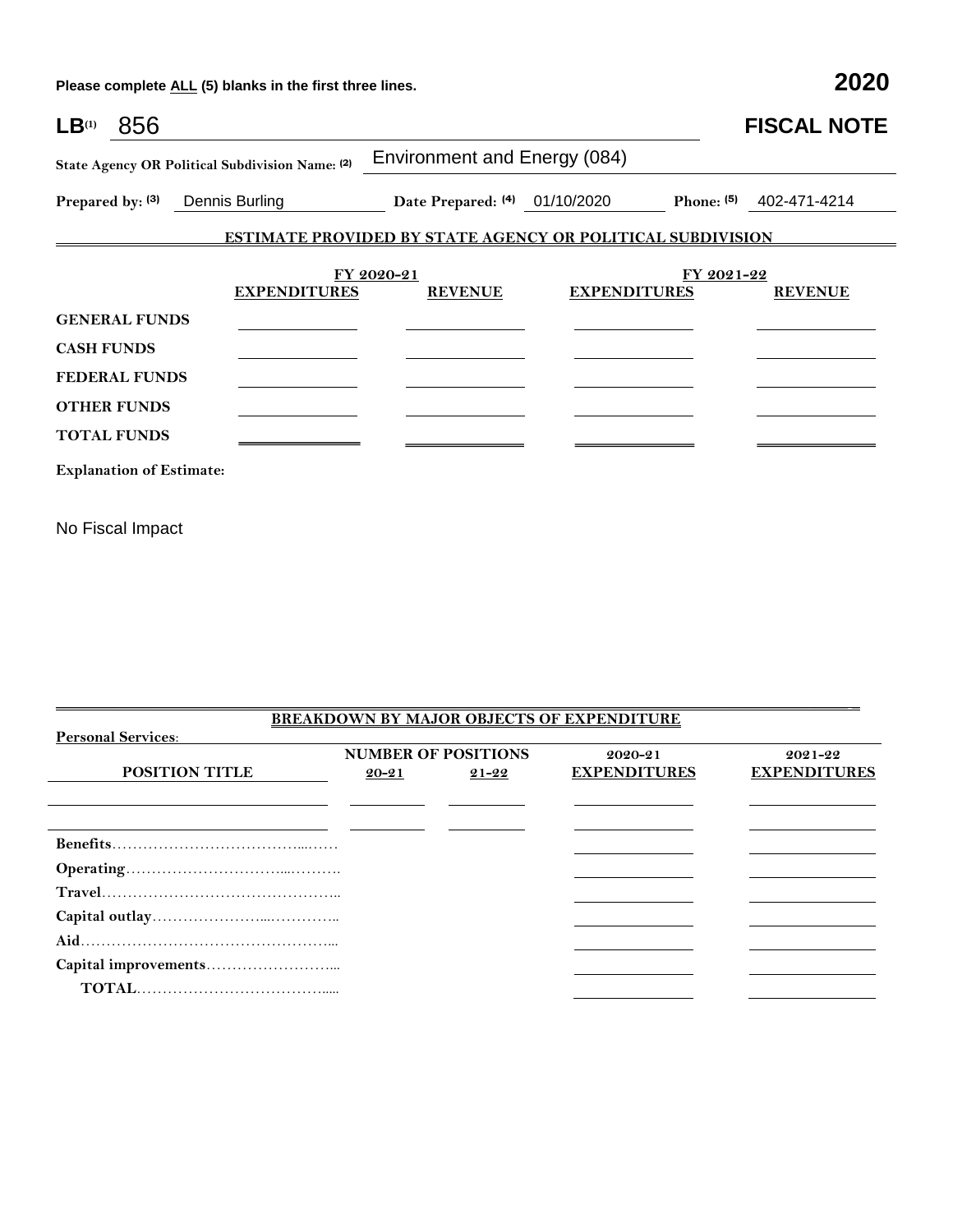Please complete ALL (5) blanks in the first three lines. **2020**

**LB**(1) 856 **FISCAL NOTE**

**State Agency OR Political Subdivision Name:** (2) Environment and Energy (084)

**Prepared by:** (3) Dennis Burling **Date Prepared:** (4) 01/10/2020 **Phone:** (5) 402-471-4214

## ESTIMATE PROVIDED BY STATE AGENCY OR POLITICAL SUBDIVISION

| | FY 2020-21 | | FY 2021-22 | |
|---|---|---|---|---|
| | **EXPENDITURES** | **REVENUE** | **EXPENDITURES** | **REVENUE** |
| **GENERAL FUNDS** | | | | |
| **CASH FUNDS** | | | | |
| **FEDERAL FUNDS** | | | | |
| **OTHER FUNDS** | | | | |
| **TOTAL FUNDS** | | | | |

**Explanation of Estimate:**

No Fiscal Impact

## BREAKDOWN BY MAJOR OBJECTS OF EXPENDITURE

**Personal Services:**

| POSITION TITLE | NUMBER OF POSITIONS 20-21 | NUMBER OF POSITIONS 21-22 | 2020-21 EXPENDITURES | 2021-22 EXPENDITURES |
|---|---|---|---|---|
| | | | | |
| | | | | |
| **Benefits** | | | | |
| **Operating** | | | | |
| **Travel** | | | | |
| **Capital outlay** | | | | |
| **Aid** | | | | |
| **Capital improvements** | | | | |
| **TOTAL** | | | | |